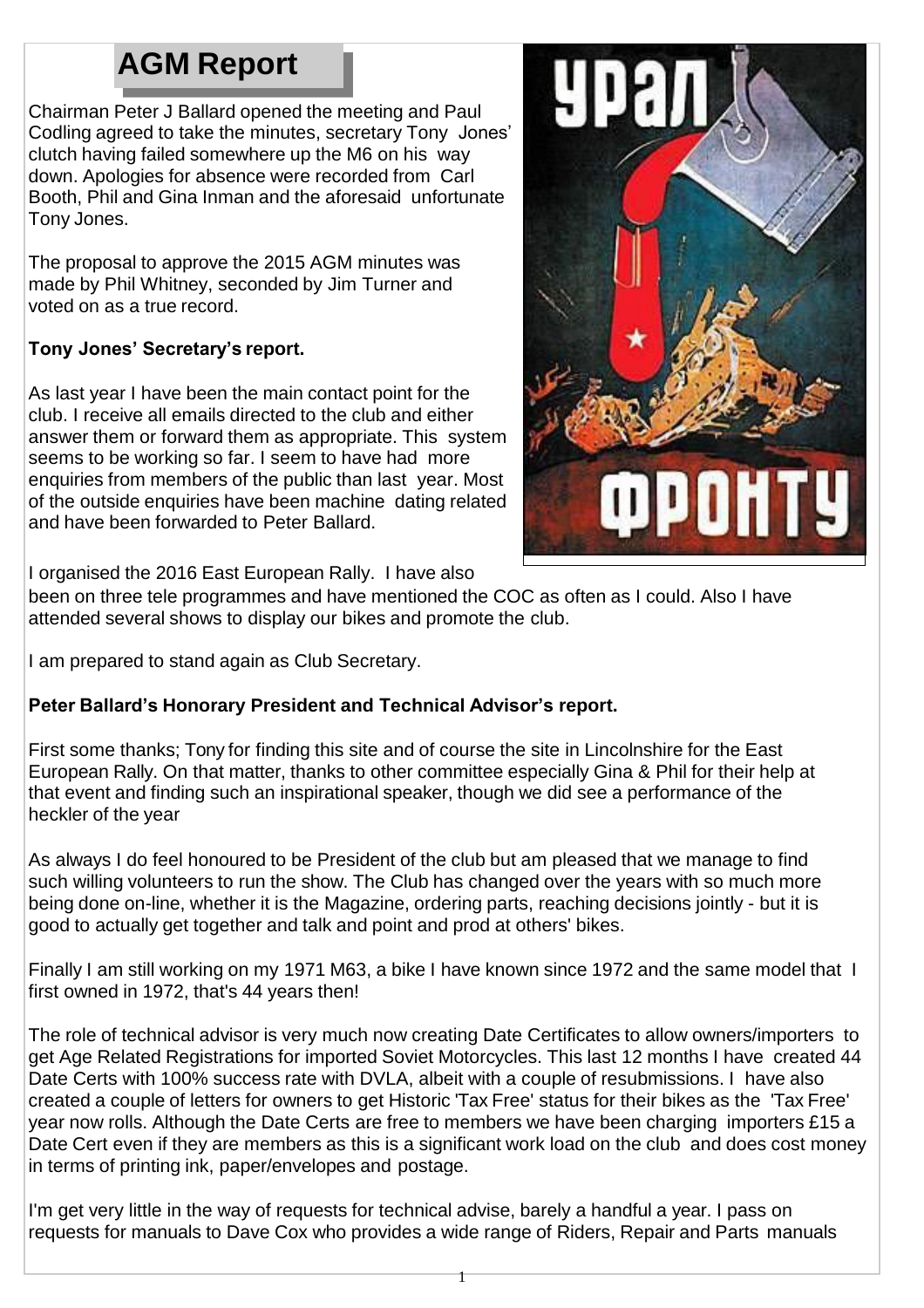# AGM Report

Chairman Peter J Ballard opened the meeting and Paul Codling agreed to take the minutes, secretary Tony Jones' clutch having failed somewhere up the M6 on his way down. Apologies for absence were recorded from Carl Booth, Phil and Gina Inman and the aforesaid unfortunate Tony Jones.

The proposal to approve the 2015 AGM minutes was made by Phil Whitney, seconded by Jim Turner and voted on as a true record.

**Tony Jones' Secretary's report.**

As last year I have been the main contact point for the club. I receive all emails directed to the club and either answer them or forward them as appropriate. This system seems to be working so far. I seem to have had more enquiries from members of the public than last year. Most of the outside enquiries have been machine dating related and have been forwarded to Peter Ballard.

I organised the 2016 East European Rally. I have also been on three tele programmes and have mentioned the COC as often as I could. Also I have attended several shows to display our bikes and promote the club.

I am prepared to stand again as Club Secretary.

**Peter Ballard's Honorary President and Technical Advisor's report.**

First some thanks; Tony for finding this site and of course the site in Lincolnshire for the East European Rally. On that matter, thanks to other committee especially Gina & Phil for their help at that event and finding such an inspirational speaker, though we did see a performance of the heckler of the year

As always I do feel honoured to be President of the club but am pleased that we manage to find such willing volunteers to run the show. The Club has changed over the years with so much more being done on-line, whether it is the Magazine, ordering parts, reaching decisions jointly - but it is good to actually get together and talk and point and prod at others' bikes.

Finally I am still working on my 1971 M63, a bike I have known since 1972 and the same model that I first owned in 1972, that's 44 years then!

The role of technical advisor is very much now creating Date Certificates to allow owners/importers to get Age Related Registrations for imported Soviet Motorcycles. This last 12 months I have created 44 Date Certs with 100% success rate with DVLA, albeit with a couple of resubmissions. I have also created a couple of letters for owners to get Historic 'Tax Free' status for their bikes as the 'Tax Free' year now rolls. Although the Date Certs are free to members we have been charging importers £15 a Date Cert even if they are members as this is a significant work load on the club and does cost money in terms of printing ink, paper/envelopes and postage.

I'm get very little in the way of requests for technical advise, barely a handful a year. I pass on requests for manuals to Dave Cox who provides a wide range of Riders, Repair and Parts manuals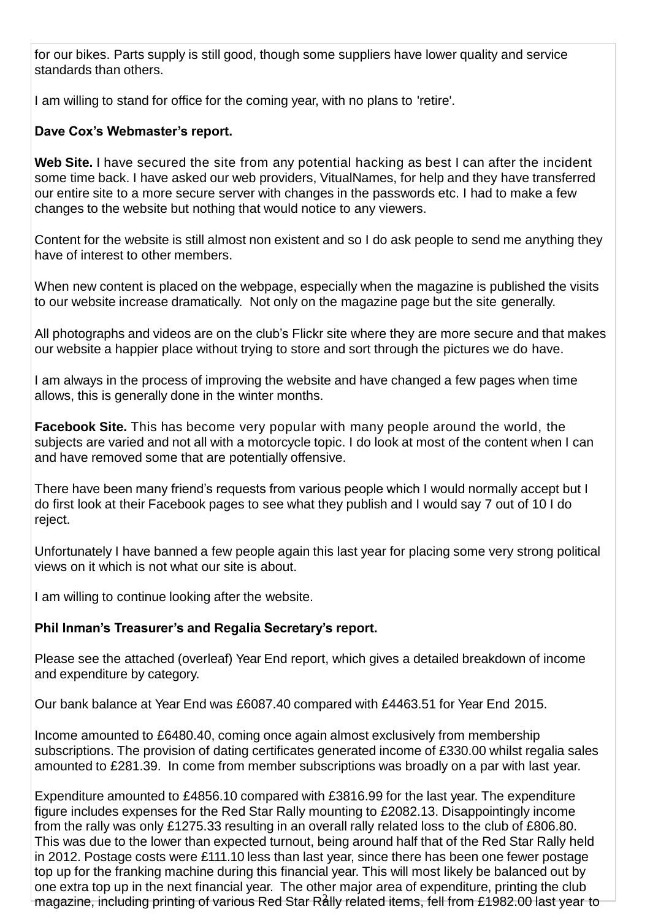for our bikes. Parts supply is still good, though some suppliers have lower quality and service standards than others.

I am willing to stand for office for the coming year, with no plans to 'retire'.

**Dave Cox's Webmaster's report.**

**Web Site.** I have secured the site from any potential hacking as best I can after the incident some time back. I have asked our web providers, VitualNames, for help and they have transferred our entire site to a more secure server with changes in the passwords etc. I had to make a few changes to the website but nothing that would notice to any viewers.

Content for the website is still almost non existent and so I do ask people to send me anything they have of interest to other members.

When new content is placed on the webpage, especially when the magazine is published the visits to our website increase dramatically. Not only on the magazine page but the site generally.

All photographs and videos are on the club's Flickr site where they are more secure and that makes our website a happier place without trying to store and sort through the pictures we do have.

I am always in the process of improving the website and have changed a few pages when time allows, this is generally done in the winter months.

**Facebook Site.** This has become very popular with many people around the world, the subjects are varied and not all with a motorcycle topic. I do look at most of the content when I can and have removed some that are potentially offensive.

There have been many friend's requests from various people which I would normally accept but I do first look at their Facebook pages to see what they publish and I would say 7 out of 10 I do reject.

Unfortunately I have banned a few people again this last year for placing some very strong political views on it which is not what our site is about.

I am willing to continue looking after the website.

**Phil Inman's Treasurer's and Regalia Secretary's report.**

Please see the attached (overleaf) Year End report, which gives a detailed breakdown of income and expenditure by category.

Our bank balance at Year End was £6087.40 compared with £4463.51 for Year End 2015.

Income amounted to £6480.40, coming once again almost exclusively from membership subscriptions. The provision of dating certificates generated income of £330.00 whilst regalia sales amounted to £281.39. In come from member subscriptions was broadly on a par with last year.

Expenditure amounted to £4856.10 compared with £3816.99 for the last year. The expenditure figure includes expenses for the Red Star Rally mounting to £2082.13. Disappointingly income from the rally was only £1275.33 resulting in an overall rally related loss to the club of £806.80. This was due to the lower than expected turnout, being around half that of the Red Star Rally held in 2012. Postage costs were £111.10 less than last year, since there has been one fewer postage top up for the franking machine during this financial year. This will most likely be balanced out by one extra top up in the next financial year. The other major area of expenditure, printing the club magazine, including printing of various Red Star Rally related items, fell from £1982.00 last year to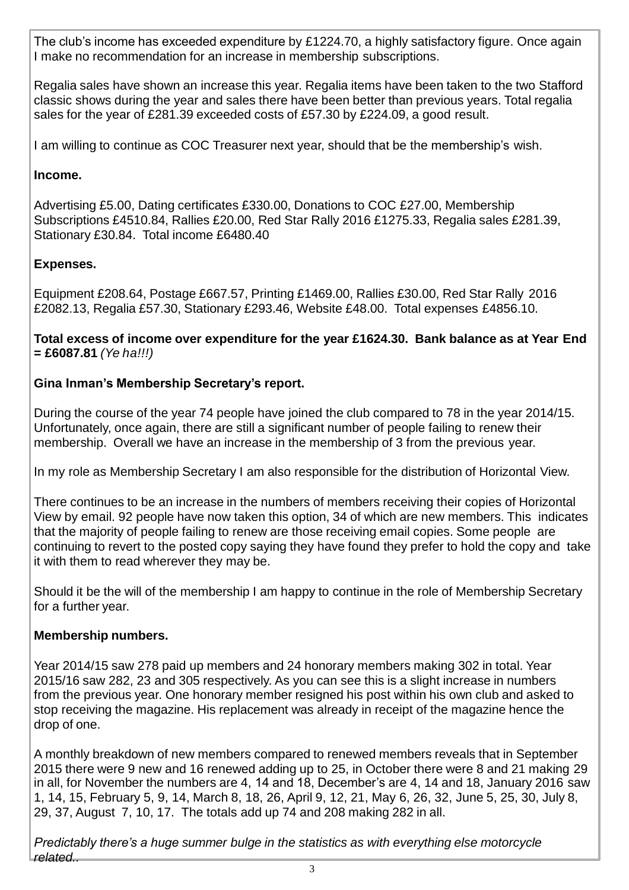The club's income has exceeded expenditure by £1224.70, a highly satisfactory figure. Once again I make no recommendation for an increase in membership subscriptions.

Regalia sales have shown an increase this year. Regalia items have been taken to the two Stafford classic shows during the year and sales there have been better than previous years. Total regalia sales for the year of £281.39 exceeded costs of £57.30 by £224.09, a good result.

I am willing to continue as COC Treasurer next year, should that be the membership's wish.

**Income.**

Advertising £5.00, Dating certificates £330.00, Donations to COC £27.00, Membership Subscriptions £4510.84, Rallies £20.00, Red Star Rally 2016 £1275.33, Regalia sales £281.39, Stationary £30.84. Total income £6480.40

**Expenses.**

Equipment £208.64, Postage £667.57, Printing £1469.00, Rallies £30.00, Red Star Rally 2016 £2082.13, Regalia £57.30, Stationary £293.46, Website £48.00. Total expenses £4856.10.

**Total excess of income over expenditure for the year £1624.30. Bank balance as at Year End = £6087.81** *(Ye ha!!!)*

**Gina Inman's Membership Secretary's report.**

During the course of the year 74 people have joined the club compared to 78 in the year 2014/15. Unfortunately, once again, there are still a significant number of people failing to renew their membership. Overall we have an increase in the membership of 3 from the previous year.

In my role as Membership Secretary I am also responsible for the distribution of Horizontal View.

There continues to be an increase in the numbers of members receiving their copies of Horizontal View by email. 92 people have now taken this option, 34 of which are new members. This indicates that the majority of people failing to renew are those receiving email copies. Some people are continuing to revert to the posted copy saying they have found they prefer to hold the copy and take it with them to read wherever they may be.

Should it be the will of the membership I am happy to continue in the role of Membership Secretary for a further year.

**Membership numbers.**

Year 2014/15 saw 278 paid up members and 24 honorary members making 302 in total. Year 2015/16 saw 282, 23 and 305 respectively. As you can see this is a slight increase in numbers from the previous year. One honorary member resigned his post within his own club and asked to stop receiving the magazine. His replacement was already in receipt of the magazine hence the drop of one.

A monthly breakdown of new members compared to renewed members reveals that in September 2015 there were 9 new and 16 renewed adding up to 25, in October there were 8 and 21 making 29 in all, for November the numbers are 4, 14 and 18, December's are 4, 14 and 18, January 2016 saw 1, 14, 15, February 5, 9, 14, March 8, 18, 26, April 9, 12, 21, May 6, 26, 32, June 5, 25, 30, July 8, 29, 37, August 7, 10, 17. The totals add up 74 and 208 making 282 in all.

*Predictably there's a huge summer bulge in the statistics as with everything else motorcycle related..*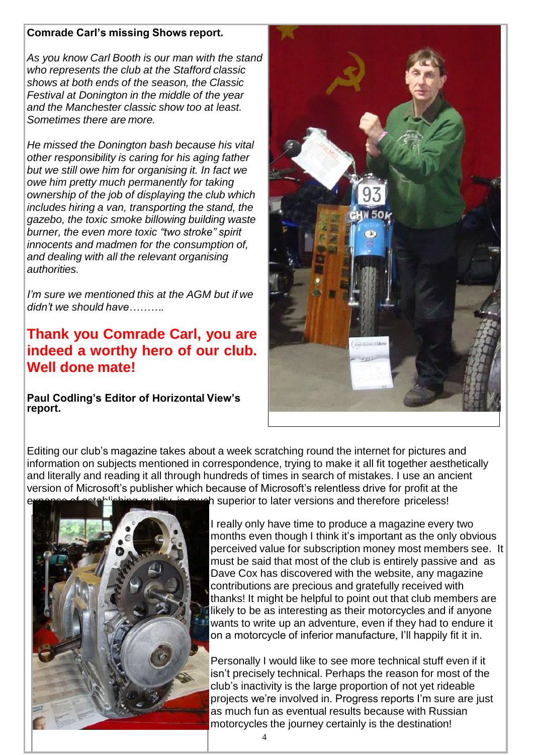**Comrade Carl's missing Shows report.**

*As you know Carl Booth is our man with the stand who represents the club at the Stafford classic shows at both ends of the season, the Classic Festival at Donington in the middle of the year and the Manchester classic show too at least. Sometimes there are more.*

*He missed the Donington bash because his vital other responsibility is caring for his aging father but we still owe him for organising it. In fact we owe him pretty much permanently for taking ownership of the job of displaying the club which includes hiring a van, transporting the stand, the gazebo, the toxic smoke billowing building waste burner, the even more toxic "two stroke" spirit innocents and madmen for the consumption of, and dealing with all the relevant organising authorities.*

*I'm sure we mentioned this at the AGM but if we didn't we should have……….*

## Thank you Comrade Carl, you are indeed a worthy hero of our club. Well done mate!

**Paul Codling's Editor of Horizontal View's report.**

Editing our club's magazine takes about a week scratching round the internet for pictures and information on subjects mentioned in correspondence, trying to make it all fit together aesthetically and literally and reading it all through hundreds of times in search of mistakes. I use an ancient version of Microsoft's publisher which because of Microsoft's relentless drive for profit at the expense of establishing quality, is much superior to later versions and therefore priceless!

I really only have time to produce a magazine every two months even though I think it's important as the only obvious perceived value for subscription money most members see. It must be said that most of the club is entirely passive and as Dave Cox has discovered with the website, any magazine contributions are precious and gratefully received with thanks! It might be helpful to point out that club members are likely to be as interesting as their motorcycles and if anyone wants to write up an adventure, even if they had to endure it on a motorcycle of inferior manufacture, I'll happily fit it in.

Personally I would like to see more technical stuff even if it isn't precisely technical. Perhaps the reason for most of the club's inactivity is the large proportion of not yet rideable projects we're involved in. Progress reports I'm sure are just as much fun as eventual results because with Russian motorcycles the journey certainly is the destination!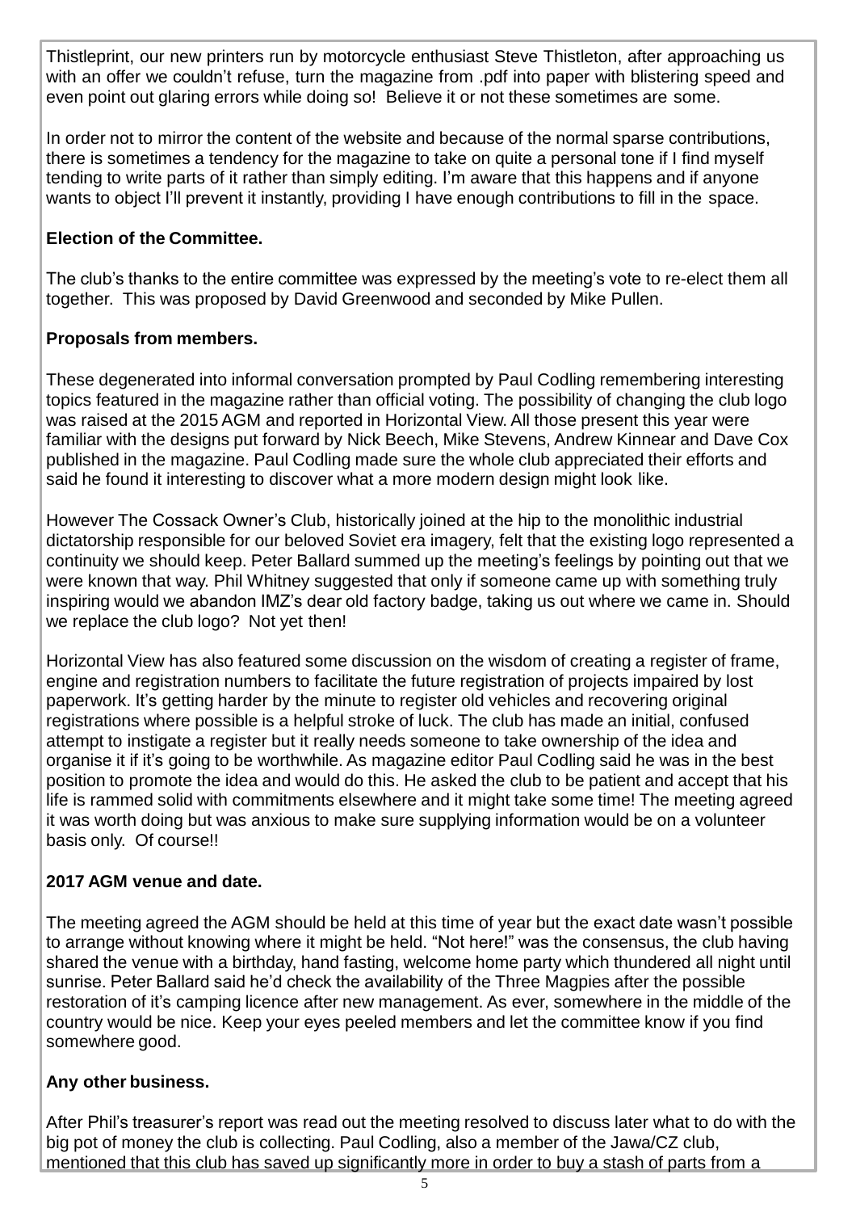Thistleprint, our new printers run by motorcycle enthusiast Steve Thistleton, after approaching us with an offer we couldn't refuse, turn the magazine from .pdf into paper with blistering speed and even point out glaring errors while doing so! Believe it or not these sometimes are some.

In order not to mirror the content of the website and because of the normal sparse contributions, there is sometimes a tendency for the magazine to take on quite a personal tone if I find myself tending to write parts of it rather than simply editing. I'm aware that this happens and if anyone wants to object I'll prevent it instantly, providing I have enough contributions to fill in the space.

**Election of the Committee.**

The club's thanks to the entire committee was expressed by the meeting's vote to re-elect them all together. This was proposed by David Greenwood and seconded by Mike Pullen.

**Proposals from members.**

These degenerated into informal conversation prompted by Paul Codling remembering interesting topics featured in the magazine rather than official voting. The possibility of changing the club logo was raised at the 2015 AGM and reported in Horizontal View. All those present this year were familiar with the designs put forward by Nick Beech, Mike Stevens, Andrew Kinnear and Dave Cox published in the magazine. Paul Codling made sure the whole club appreciated their efforts and said he found it interesting to discover what a more modern design might look like.

However The Cossack Owner's Club, historically joined at the hip to the monolithic industrial dictatorship responsible for our beloved Soviet era imagery, felt that the existing logo represented a continuity we should keep. Peter Ballard summed up the meeting's feelings by pointing out that we were known that way. Phil Whitney suggested that only if someone came up with something truly inspiring would we abandon IMZ's dear old factory badge, taking us out where we came in. Should we replace the club logo? Not yet then!

Horizontal View has also featured some discussion on the wisdom of creating a register of frame, engine and registration numbers to facilitate the future registration of projects impaired by lost paperwork. It's getting harder by the minute to register old vehicles and recovering original registrations where possible is a helpful stroke of luck. The club has made an initial, confused attempt to instigate a register but it really needs someone to take ownership of the idea and organise it if it's going to be worthwhile. As magazine editor Paul Codling said he was in the best position to promote the idea and would do this. He asked the club to be patient and accept that his life is rammed solid with commitments elsewhere and it might take some time! The meeting agreed it was worth doing but was anxious to make sure supplying information would be on a volunteer basis only. Of course!!

**2017 AGM venue and date.**

The meeting agreed the AGM should be held at this time of year but the exact date wasn't possible to arrange without knowing where it might be held. "Not here!" was the consensus, the club having shared the venue with a birthday, hand fasting, welcome home party which thundered all night until sunrise. Peter Ballard said he'd check the availability of the Three Magpies after the possible restoration of it's camping licence after new management. As ever, somewhere in the middle of the country would be nice. Keep your eyes peeled members and let the committee know if you find somewhere good.

**Any other business.**

After Phil's treasurer's report was read out the meeting resolved to discuss later what to do with the big pot of money the club is collecting. Paul Codling, also a member of the Jawa/CZ club, mentioned that this club has saved up significantly more in order to buy a stash of parts from a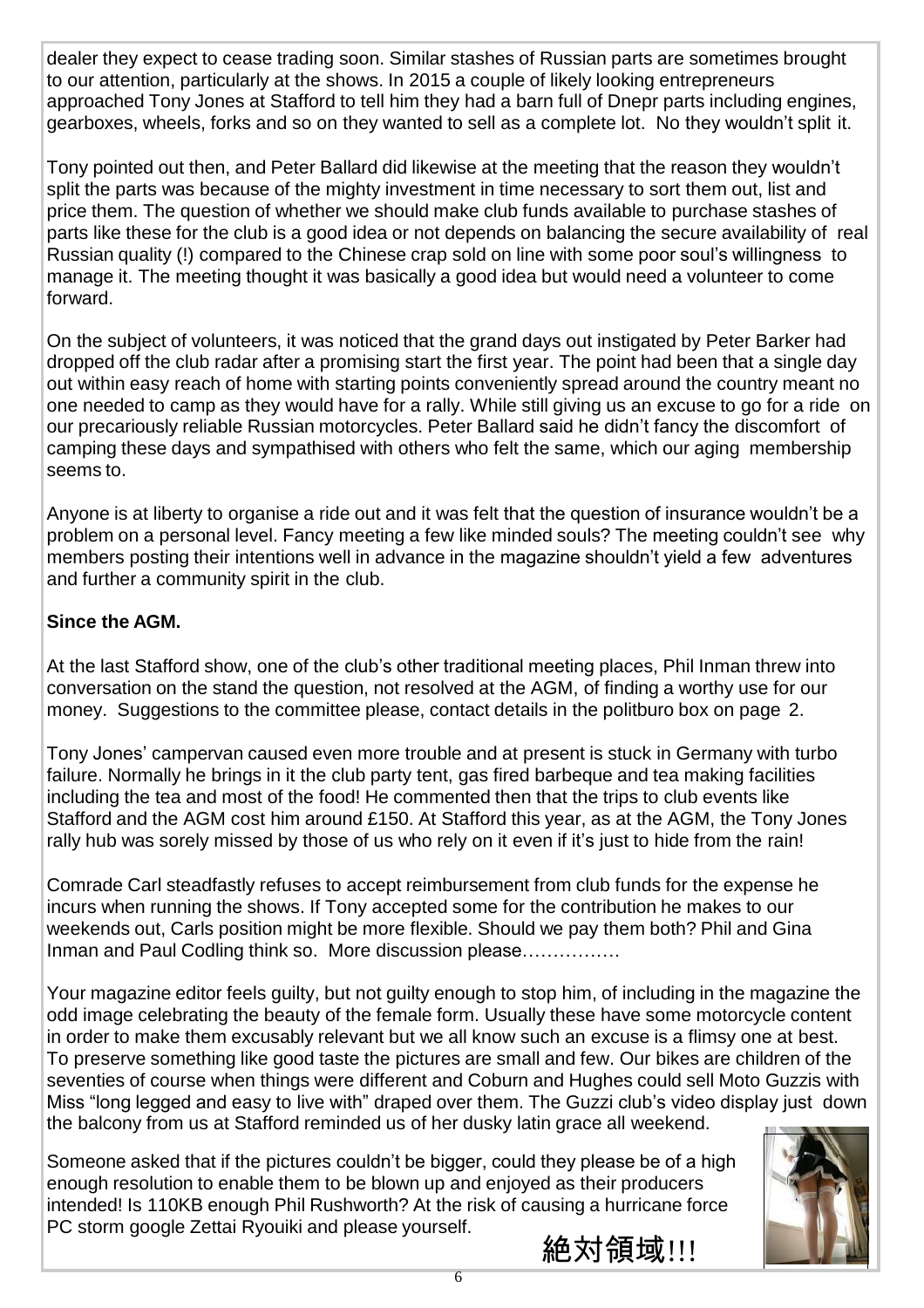dealer they expect to cease trading soon. Similar stashes of Russian parts are sometimes brought to our attention, particularly at the shows. In 2015 a couple of likely looking entrepreneurs approached Tony Jones at Stafford to tell him they had a barn full of Dnepr parts including engines, gearboxes, wheels, forks and so on they wanted to sell as a complete lot. No they wouldn't split it.

Tony pointed out then, and Peter Ballard did likewise at the meeting that the reason they wouldn't split the parts was because of the mighty investment in time necessary to sort them out, list and price them. The question of whether we should make club funds available to purchase stashes of parts like these for the club is a good idea or not depends on balancing the secure availability of real Russian quality (!) compared to the Chinese crap sold on line with some poor soul's willingness to manage it. The meeting thought it was basically a good idea but would need a volunteer to come forward.

On the subject of volunteers, it was noticed that the grand days out instigated by Peter Barker had dropped off the club radar after a promising start the first year. The point had been that a single day out within easy reach of home with starting points conveniently spread around the country meant no one needed to camp as they would have for a rally. While still giving us an excuse to go for a ride on our precariously reliable Russian motorcycles. Peter Ballard said he didn't fancy the discomfort of camping these days and sympathised with others who felt the same, which our aging membership seems to.

Anyone is at liberty to organise a ride out and it was felt that the question of insurance wouldn't be a problem on a personal level. Fancy meeting a few like minded souls? The meeting couldn't see why members posting their intentions well in advance in the magazine shouldn't yield a few adventures and further a community spirit in the club.

**Since the AGM.**

At the last Stafford show, one of the club's other traditional meeting places, Phil Inman threw into conversation on the stand the question, not resolved at the AGM, of finding a worthy use for our money. Suggestions to the committee please, contact details in the politburo box on page 2.

Tony Jones' campervan caused even more trouble and at present is stuck in Germany with turbo failure. Normally he brings in it the club party tent, gas fired barbeque and tea making facilities including the tea and most of the food! He commented then that the trips to club events like Stafford and the AGM cost him around £150. At Stafford this year, as at the AGM, the Tony Jones rally hub was sorely missed by those of us who rely on it even if it's just to hide from the rain!

Comrade Carl steadfastly refuses to accept reimbursement from club funds for the expense he incurs when running the shows. If Tony accepted some for the contribution he makes to our weekends out, Carls position might be more flexible. Should we pay them both? Phil and Gina Inman and Paul Codling think so. More discussion please…………….

Your magazine editor feels guilty, but not guilty enough to stop him, of including in the magazine the odd image celebrating the beauty of the female form. Usually these have some motorcycle content in order to make them excusably relevant but we all know such an excuse is a flimsy one at best. To preserve something like good taste the pictures are small and few. Our bikes are children of the seventies of course when things were different and Coburn and Hughes could sell Moto Guzzis with Miss "long legged and easy to live with" draped over them. The Guzzi club's video display just down the balcony from us at Stafford reminded us of her dusky latin grace all weekend.

Someone asked that if the pictures couldn't be bigger, could they please be of a high enough resolution to enable them to be blown up and enjoyed as their producers intended! Is 110KB enough Phil Rushworth? At the risk of causing a hurricane force PC storm google Zettai Ryouiki and please yourself.

絶対領域!!!